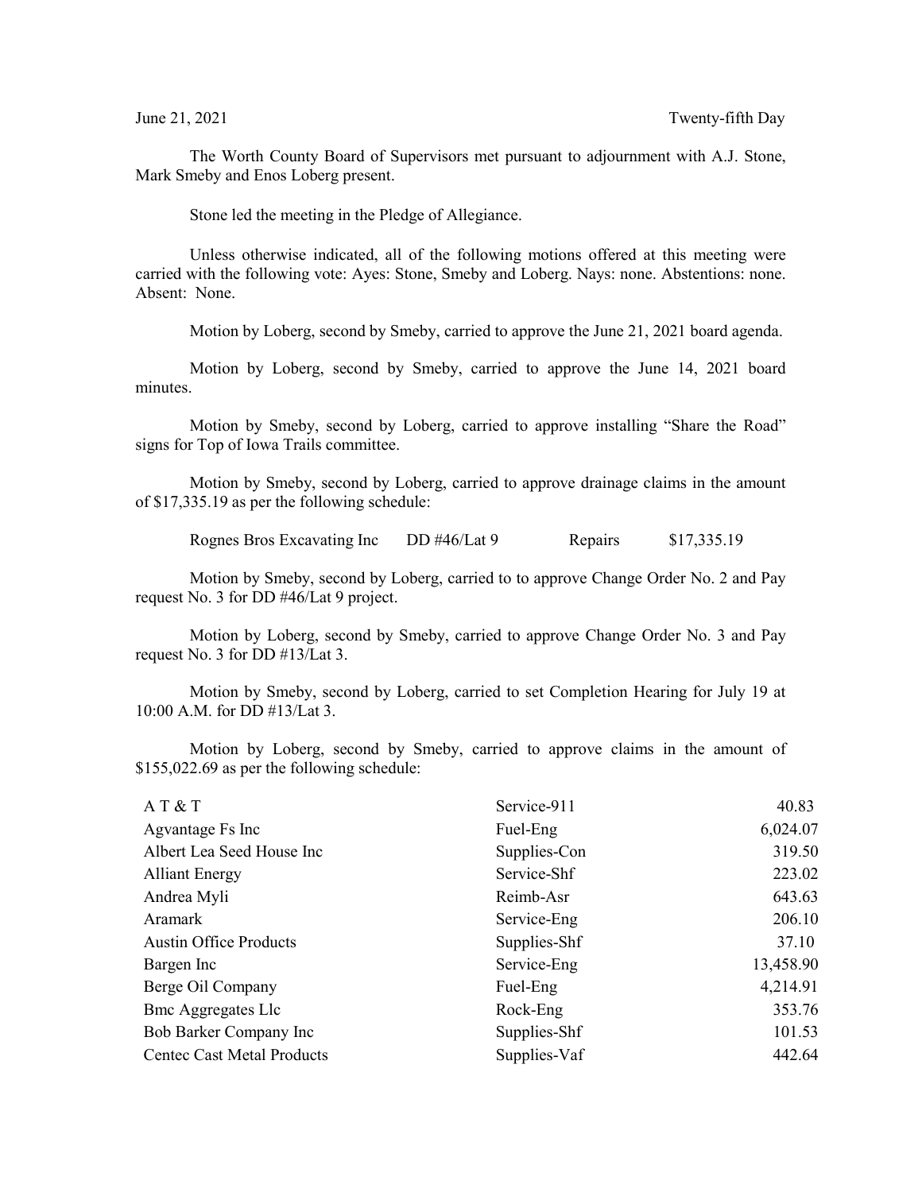June 21, 2021 Twenty-fifth Day

The Worth County Board of Supervisors met pursuant to adjournment with A.J. Stone, Mark Smeby and Enos Loberg present.

Stone led the meeting in the Pledge of Allegiance.

Unless otherwise indicated, all of the following motions offered at this meeting were carried with the following vote: Ayes: Stone, Smeby and Loberg. Nays: none. Abstentions: none. Absent: None.

Motion by Loberg, second by Smeby, carried to approve the June 21, 2021 board agenda.

Motion by Loberg, second by Smeby, carried to approve the June 14, 2021 board minutes.

Motion by Smeby, second by Loberg, carried to approve installing "Share the Road" signs for Top of Iowa Trails committee.

Motion by Smeby, second by Loberg, carried to approve drainage claims in the amount of $17,335.19 as per the following schedule:

| | | | |
|---|---|---|---|
| Rognes Bros Excavating Inc | DD #46/Lat 9 | Repairs | $17,335.19 |

Motion by Smeby, second by Loberg, carried to to approve Change Order No. 2 and Pay request No. 3 for DD #46/Lat 9 project.

Motion by Loberg, second by Smeby, carried to approve Change Order No. 3 and Pay request No. 3 for DD #13/Lat 3.

Motion by Smeby, second by Loberg, carried to set Completion Hearing for July 19 at 10:00 A.M. for DD #13/Lat 3.

Motion by Loberg, second by Smeby, carried to approve claims in the amount of $155,022.69 as per the following schedule:

| | | |
|---|---|---|
| A T & T | Service-911 | 40.83 |
| Agvantage Fs Inc | Fuel-Eng | 6,024.07 |
| Albert Lea Seed House Inc | Supplies-Con | 319.50 |
| Alliant Energy | Service-Shf | 223.02 |
| Andrea Myli | Reimb-Asr | 643.63 |
| Aramark | Service-Eng | 206.10 |
| Austin Office Products | Supplies-Shf | 37.10 |
| Bargen Inc | Service-Eng | 13,458.90 |
| Berge Oil Company | Fuel-Eng | 4,214.91 |
| Bmc Aggregates Llc | Rock-Eng | 353.76 |
| Bob Barker Company Inc | Supplies-Shf | 101.53 |
| Centec Cast Metal Products | Supplies-Vaf | 442.64 |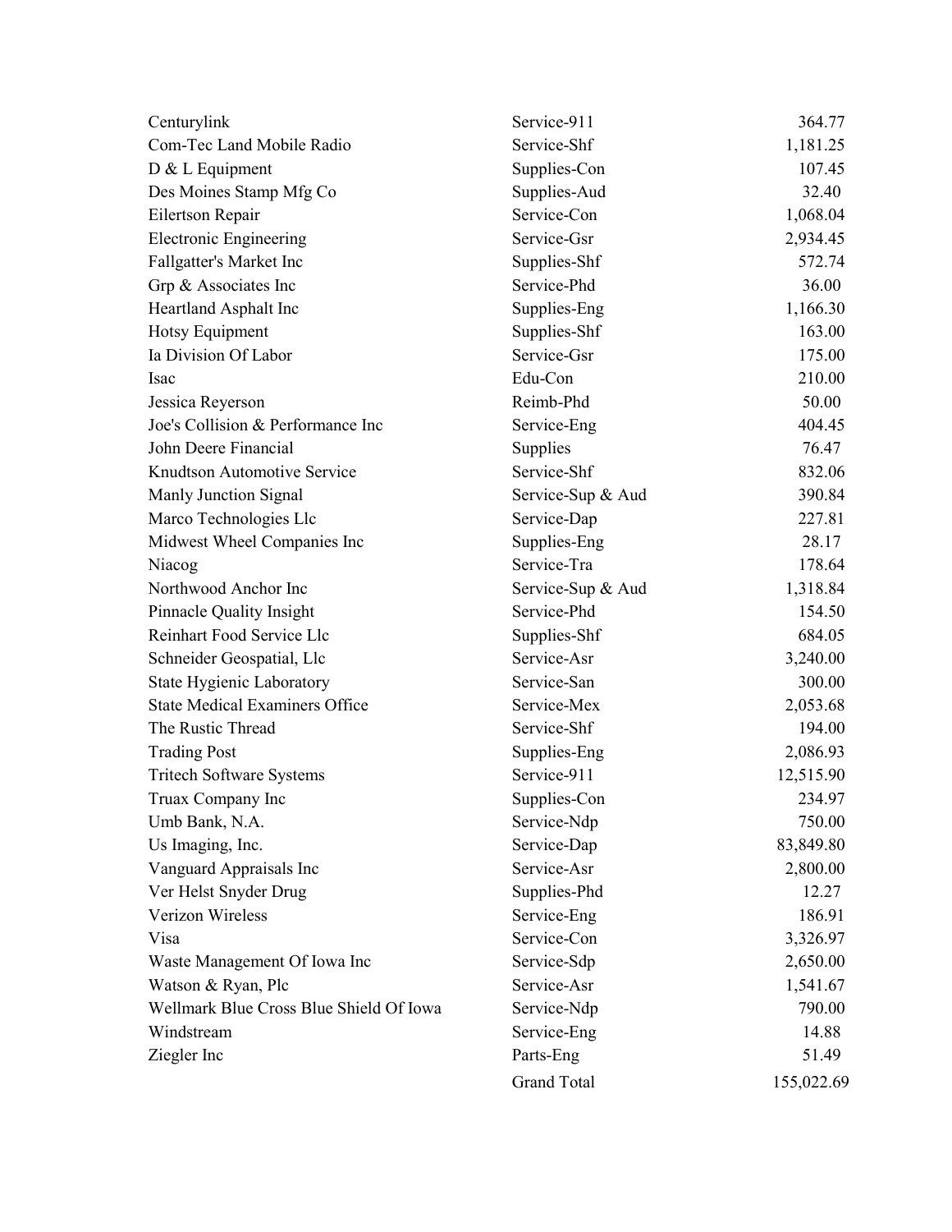| | | |
|---|---|---|
| Centurylink | Service-911 | 364.77 |
| Com-Tec Land Mobile Radio | Service-Shf | 1,181.25 |
| D & L Equipment | Supplies-Con | 107.45 |
| Des Moines Stamp Mfg Co | Supplies-Aud | 32.40 |
| Eilertson Repair | Service-Con | 1,068.04 |
| Electronic Engineering | Service-Gsr | 2,934.45 |
| Fallgatter's Market Inc | Supplies-Shf | 572.74 |
| Grp & Associates Inc | Service-Phd | 36.00 |
| Heartland Asphalt Inc | Supplies-Eng | 1,166.30 |
| Hotsy Equipment | Supplies-Shf | 163.00 |
| Ia Division Of Labor | Service-Gsr | 175.00 |
| Isac | Edu-Con | 210.00 |
| Jessica Reyerson | Reimb-Phd | 50.00 |
| Joe's Collision & Performance Inc | Service-Eng | 404.45 |
| John Deere Financial | Supplies | 76.47 |
| Knudtson Automotive Service | Service-Shf | 832.06 |
| Manly Junction Signal | Service-Sup & Aud | 390.84 |
| Marco Technologies Llc | Service-Dap | 227.81 |
| Midwest Wheel Companies Inc | Supplies-Eng | 28.17 |
| Niacog | Service-Tra | 178.64 |
| Northwood Anchor Inc | Service-Sup & Aud | 1,318.84 |
| Pinnacle Quality Insight | Service-Phd | 154.50 |
| Reinhart Food Service Llc | Supplies-Shf | 684.05 |
| Schneider Geospatial, Llc | Service-Asr | 3,240.00 |
| State Hygienic Laboratory | Service-San | 300.00 |
| State Medical Examiners Office | Service-Mex | 2,053.68 |
| The Rustic Thread | Service-Shf | 194.00 |
| Trading Post | Supplies-Eng | 2,086.93 |
| Tritech Software Systems | Service-911 | 12,515.90 |
| Truax Company Inc | Supplies-Con | 234.97 |
| Umb Bank, N.A. | Service-Ndp | 750.00 |
| Us Imaging, Inc. | Service-Dap | 83,849.80 |
| Vanguard Appraisals Inc | Service-Asr | 2,800.00 |
| Ver Helst Snyder Drug | Supplies-Phd | 12.27 |
| Verizon Wireless | Service-Eng | 186.91 |
| Visa | Service-Con | 3,326.97 |
| Waste Management Of Iowa Inc | Service-Sdp | 2,650.00 |
| Watson & Ryan, Plc | Service-Asr | 1,541.67 |
| Wellmark Blue Cross Blue Shield Of Iowa | Service-Ndp | 790.00 |
| Windstream | Service-Eng | 14.88 |
| Ziegler Inc | Parts-Eng | 51.49 |
| | Grand Total | 155,022.69 |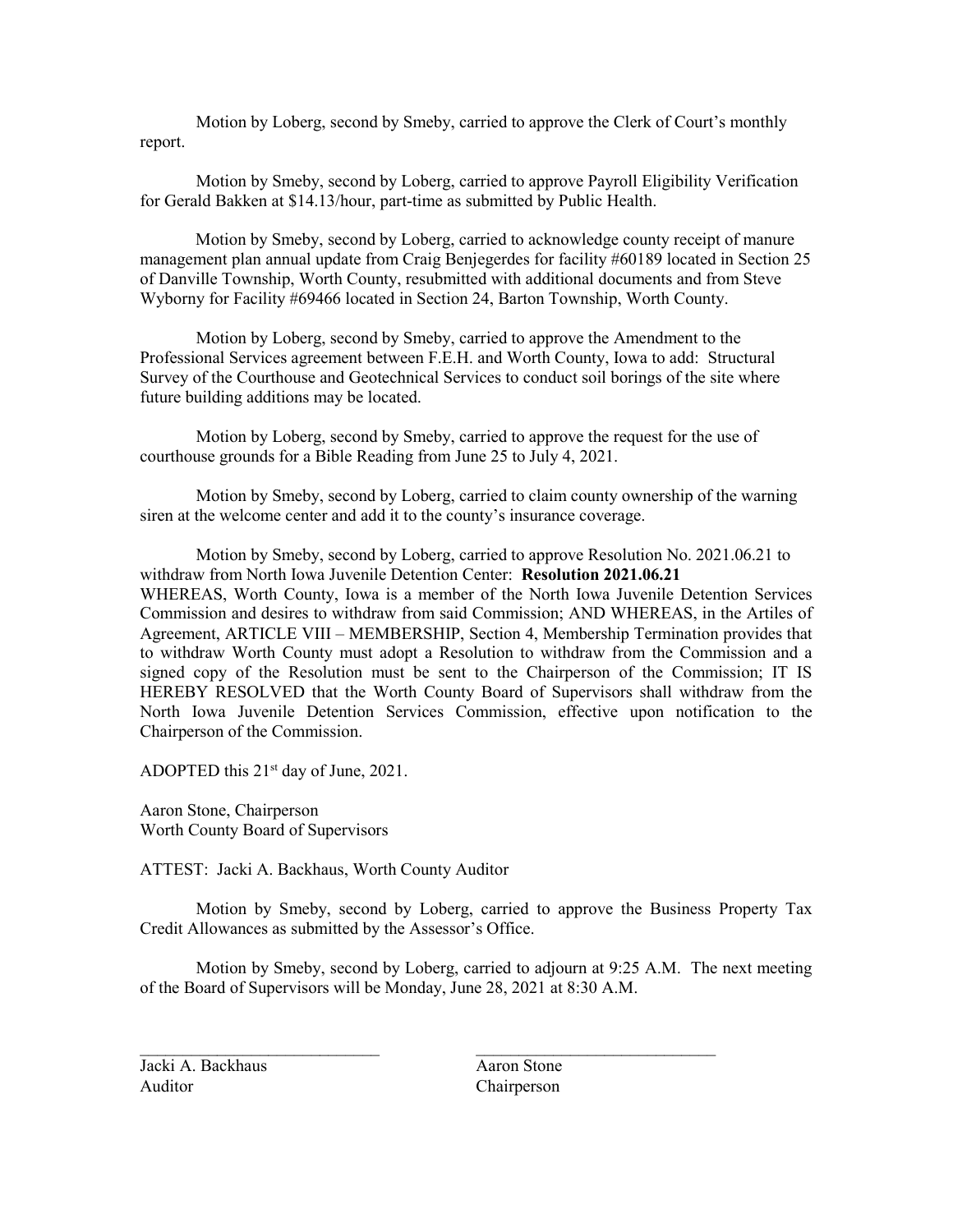Motion by Loberg, second by Smeby, carried to approve the Clerk of Court's monthly report.

Motion by Smeby, second by Loberg, carried to approve Payroll Eligibility Verification for Gerald Bakken at $14.13/hour, part-time as submitted by Public Health.

Motion by Smeby, second by Loberg, carried to acknowledge county receipt of manure management plan annual update from Craig Benjegerdes for facility #60189 located in Section 25 of Danville Township, Worth County, resubmitted with additional documents and from Steve Wyborny for Facility #69466 located in Section 24, Barton Township, Worth County.

Motion by Loberg, second by Smeby, carried to approve the Amendment to the Professional Services agreement between F.E.H. and Worth County, Iowa to add: Structural Survey of the Courthouse and Geotechnical Services to conduct soil borings of the site where future building additions may be located.

Motion by Loberg, second by Smeby, carried to approve the request for the use of courthouse grounds for a Bible Reading from June 25 to July 4, 2021.

Motion by Smeby, second by Loberg, carried to claim county ownership of the warning siren at the welcome center and add it to the county's insurance coverage.

Motion by Smeby, second by Loberg, carried to approve Resolution No. 2021.06.21 to withdraw from North Iowa Juvenile Detention Center: **Resolution 2021.06.21**
WHEREAS, Worth County, Iowa is a member of the North Iowa Juvenile Detention Services Commission and desires to withdraw from said Commission; AND WHEREAS, in the Artiles of Agreement, ARTICLE VIII – MEMBERSHIP, Section 4, Membership Termination provides that to withdraw Worth County must adopt a Resolution to withdraw from the Commission and a signed copy of the Resolution must be sent to the Chairperson of the Commission; IT IS HEREBY RESOLVED that the Worth County Board of Supervisors shall withdraw from the North Iowa Juvenile Detention Services Commission, effective upon notification to the Chairperson of the Commission.

ADOPTED this 21st day of June, 2021.

Aaron Stone, Chairperson
Worth County Board of Supervisors

ATTEST: Jacki A. Backhaus, Worth County Auditor

Motion by Smeby, second by Loberg, carried to approve the Business Property Tax Credit Allowances as submitted by the Assessor's Office.

Motion by Smeby, second by Loberg, carried to adjourn at 9:25 A.M. The next meeting of the Board of Supervisors will be Monday, June 28, 2021 at 8:30 A.M.

\_\_\_\_\_\_\_\_\_\_\_\_\_\_\_\_\_\_\_\_\_\_\_\_\_\_\_\_\_ \_\_\_\_\_\_\_\_\_\_\_\_\_\_\_\_\_\_\_\_\_\_\_\_\_\_\_\_\_

Jacki A. Backhaus
Auditor

Aaron Stone
Chairperson